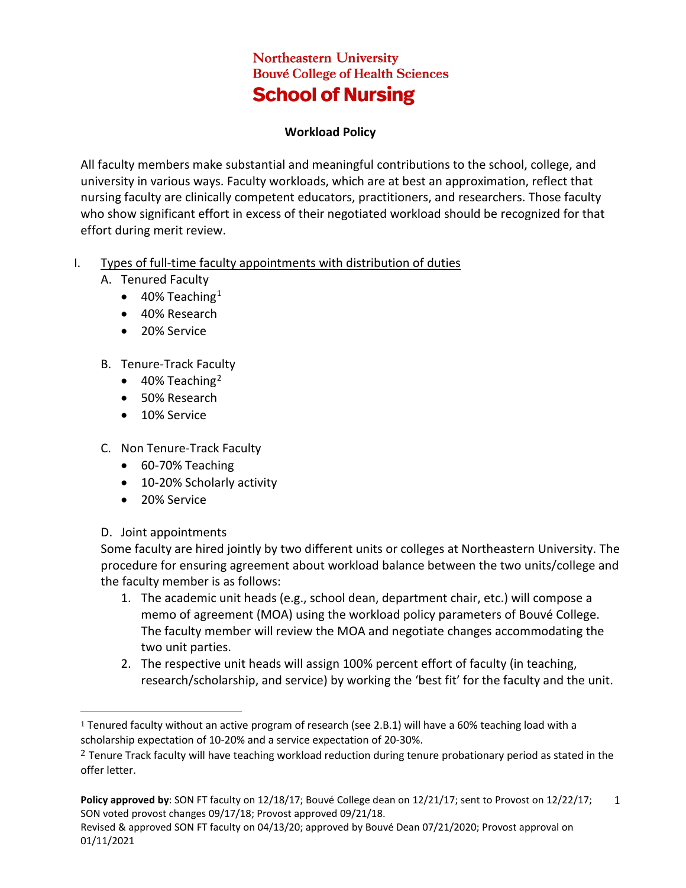# Northeastern University
## Bouvé College of Health Sciences
## School of Nursing

### Workload Policy

All faculty members make substantial and meaningful contributions to the school, college, and university in various ways. Faculty workloads, which are at best an approximation, reflect that nursing faculty are clinically competent educators, practitioners, and researchers. Those faculty who show significant effort in excess of their negotiated workload should be recognized for that effort during merit review.

I. Types of full-time faculty appointments with distribution of duties

A. Tenured Faculty
- 40% Teaching[1]
- 40% Research
- 20% Service

B. Tenure-Track Faculty
- 40% Teaching[2]
- 50% Research
- 10% Service

C. Non Tenure-Track Faculty
- 60-70% Teaching
- 10-20% Scholarly activity
- 20% Service

D. Joint appointments

Some faculty are hired jointly by two different units or colleges at Northeastern University. The procedure for ensuring agreement about workload balance between the two units/college and the faculty member is as follows:

1. The academic unit heads (e.g., school dean, department chair, etc.) will compose a memo of agreement (MOA) using the workload policy parameters of Bouvé College. The faculty member will review the MOA and negotiate changes accommodating the two unit parties.
2. The respective unit heads will assign 100% percent effort of faculty (in teaching, research/scholarship, and service) by working the 'best fit' for the faculty and the unit.

---

[1] Tenured faculty without an active program of research (see 2.B.1) will have a 60% teaching load with a scholarship expectation of 10-20% and a service expectation of 20-30%.

[2] Tenure Track faculty will have teaching workload reduction during tenure probationary period as stated in the offer letter.

**Policy approved by**: SON FT faculty on 12/18/17; Bouvé College dean on 12/21/17; sent to Provost on 12/22/17; SON voted provost changes 09/17/18; Provost approved 09/21/18.
Revised & approved SON FT faculty on 04/13/20; approved by Bouvé Dean 07/21/2020; Provost approval on 01/11/2021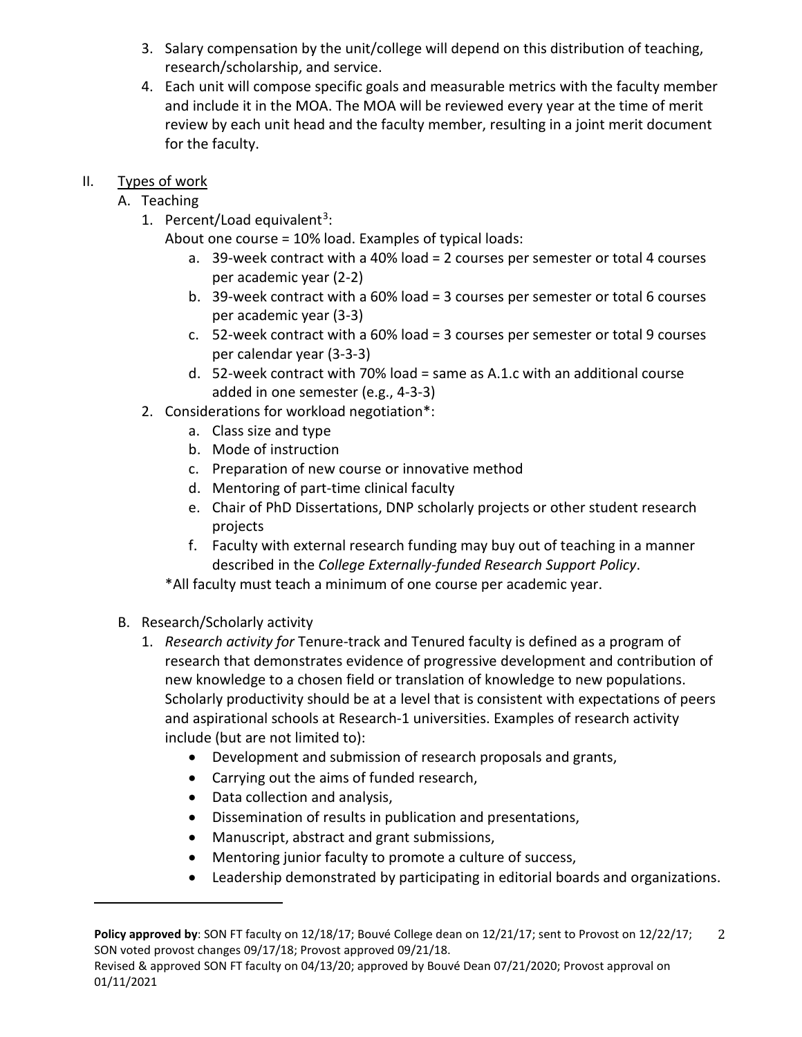3. Salary compensation by the unit/college will depend on this distribution of teaching, research/scholarship, and service.
4. Each unit will compose specific goals and measurable metrics with the faculty member and include it in the MOA. The MOA will be reviewed every year at the time of merit review by each unit head and the faculty member, resulting in a joint merit document for the faculty.

II. Types of work

A. Teaching

1. Percent/Load equivalent[3]:

   About one course = 10% load. Examples of typical loads:

   a. 39-week contract with a 40% load = 2 courses per semester or total 4 courses per academic year (2-2)
   b. 39-week contract with a 60% load = 3 courses per semester or total 6 courses per academic year (3-3)
   c. 52-week contract with a 60% load = 3 courses per semester or total 9 courses per calendar year (3-3-3)
   d. 52-week contract with 70% load = same as A.1.c with an additional course added in one semester (e.g., 4-3-3)

2. Considerations for workload negotiation*:

   a. Class size and type
   b. Mode of instruction
   c. Preparation of new course or innovative method
   d. Mentoring of part-time clinical faculty
   e. Chair of PhD Dissertations, DNP scholarly projects or other student research projects
   f. Faculty with external research funding may buy out of teaching in a manner described in the *College Externally-funded Research Support Policy*.

   *All faculty must teach a minimum of one course per academic year.

B. Research/Scholarly activity

1. *Research activity for* Tenure-track and Tenured faculty is defined as a program of research that demonstrates evidence of progressive development and contribution of new knowledge to a chosen field or translation of knowledge to new populations. Scholarly productivity should be at a level that is consistent with expectations of peers and aspirational schools at Research-1 universities. Examples of research activity include (but are not limited to):
   - Development and submission of research proposals and grants,
   - Carrying out the aims of funded research,
   - Data collection and analysis,
   - Dissemination of results in publication and presentations,
   - Manuscript, abstract and grant submissions,
   - Mentoring junior faculty to promote a culture of success,
   - Leadership demonstrated by participating in editorial boards and organizations.

**Policy approved by**: SON FT faculty on 12/18/17; Bouvé College dean on 12/21/17; sent to Provost on 12/22/17; SON voted provost changes 09/17/18; Provost approved 09/21/18.
Revised & approved SON FT faculty on 04/13/20; approved by Bouvé Dean 07/21/2020; Provost approval on 01/11/2021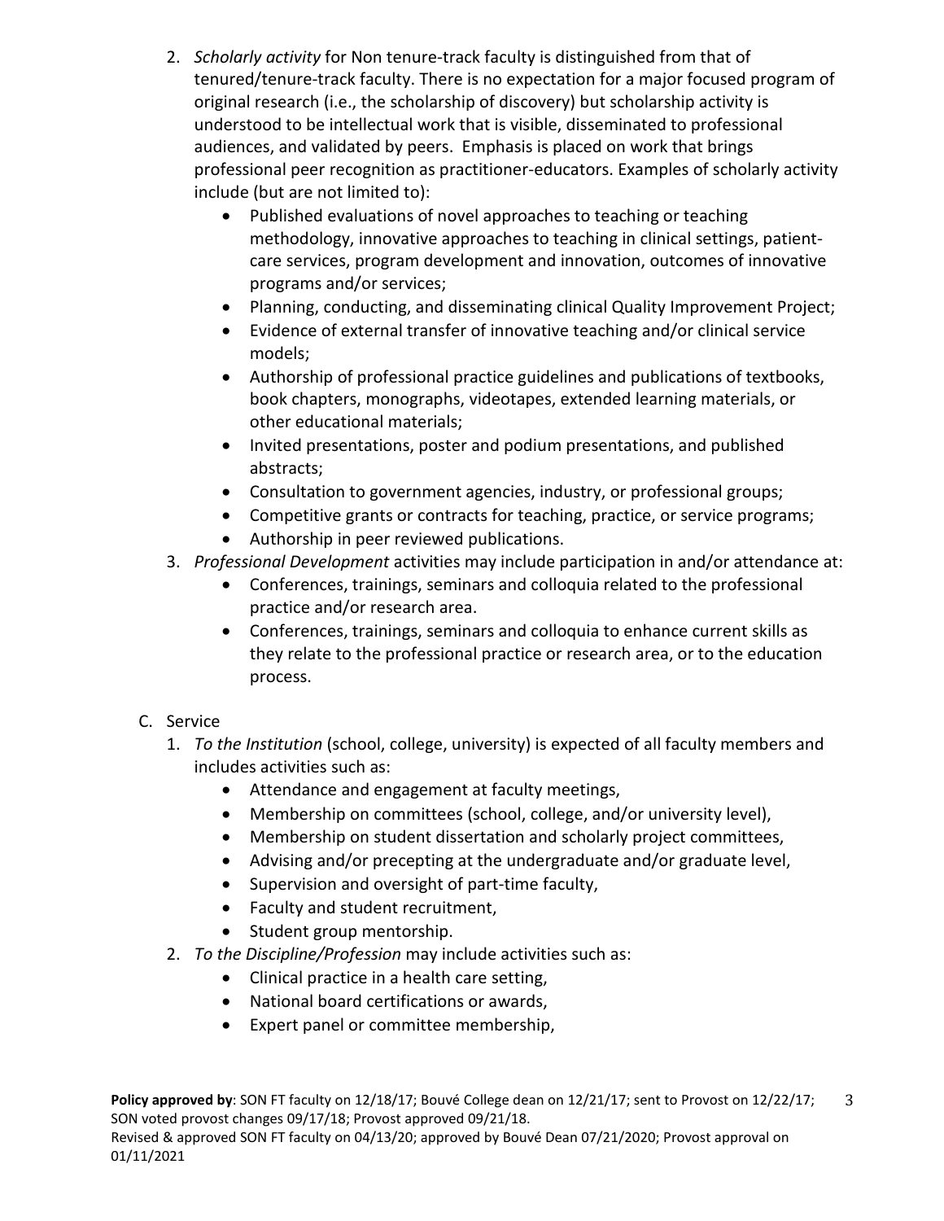2. *Scholarly activity* for Non tenure-track faculty is distinguished from that of tenured/tenure-track faculty. There is no expectation for a major focused program of original research (i.e., the scholarship of discovery) but scholarship activity is understood to be intellectual work that is visible, disseminated to professional audiences, and validated by peers. Emphasis is placed on work that brings professional peer recognition as practitioner-educators. Examples of scholarly activity include (but are not limited to):
   - Published evaluations of novel approaches to teaching or teaching methodology, innovative approaches to teaching in clinical settings, patient-care services, program development and innovation, outcomes of innovative programs and/or services;
   - Planning, conducting, and disseminating clinical Quality Improvement Project;
   - Evidence of external transfer of innovative teaching and/or clinical service models;
   - Authorship of professional practice guidelines and publications of textbooks, book chapters, monographs, videotapes, extended learning materials, or other educational materials;
   - Invited presentations, poster and podium presentations, and published abstracts;
   - Consultation to government agencies, industry, or professional groups;
   - Competitive grants or contracts for teaching, practice, or service programs;
   - Authorship in peer reviewed publications.
3. *Professional Development* activities may include participation in and/or attendance at:
   - Conferences, trainings, seminars and colloquia related to the professional practice and/or research area.
   - Conferences, trainings, seminars and colloquia to enhance current skills as they relate to the professional practice or research area, or to the education process.

C. Service

1. *To the Institution* (school, college, university) is expected of all faculty members and includes activities such as:
   - Attendance and engagement at faculty meetings,
   - Membership on committees (school, college, and/or university level),
   - Membership on student dissertation and scholarly project committees,
   - Advising and/or precepting at the undergraduate and/or graduate level,
   - Supervision and oversight of part-time faculty,
   - Faculty and student recruitment,
   - Student group mentorship.
2. *To the Discipline/Profession* may include activities such as:
   - Clinical practice in a health care setting,
   - National board certifications or awards,
   - Expert panel or committee membership,

**Policy approved by**: SON FT faculty on 12/18/17; Bouvé College dean on 12/21/17; sent to Provost on 12/22/17; SON voted provost changes 09/17/18; Provost approved 09/21/18.
Revised & approved SON FT faculty on 04/13/20; approved by Bouvé Dean 07/21/2020; Provost approval on 01/11/2021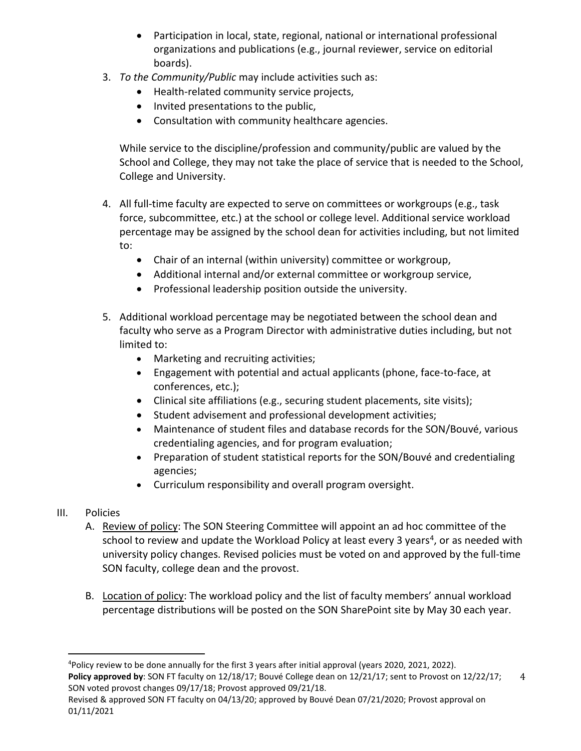- Participation in local, state, regional, national or international professional organizations and publications (e.g., journal reviewer, service on editorial boards).

3. *To the Community/Public* may include activities such as:
   - Health-related community service projects,
   - Invited presentations to the public,
   - Consultation with community healthcare agencies.

   While service to the discipline/profession and community/public are valued by the School and College, they may not take the place of service that is needed to the School, College and University.

4. All full-time faculty are expected to serve on committees or workgroups (e.g., task force, subcommittee, etc.) at the school or college level. Additional service workload percentage may be assigned by the school dean for activities including, but not limited to:
   - Chair of an internal (within university) committee or workgroup,
   - Additional internal and/or external committee or workgroup service,
   - Professional leadership position outside the university.

5. Additional workload percentage may be negotiated between the school dean and faculty who serve as a Program Director with administrative duties including, but not limited to:
   - Marketing and recruiting activities;
   - Engagement with potential and actual applicants (phone, face-to-face, at conferences, etc.);
   - Clinical site affiliations (e.g., securing student placements, site visits);
   - Student advisement and professional development activities;
   - Maintenance of student files and database records for the SON/Bouvé, various credentialing agencies, and for program evaluation;
   - Preparation of student statistical reports for the SON/Bouvé and credentialing agencies;
   - Curriculum responsibility and overall program oversight.

III. Policies

A. Review of policy: The SON Steering Committee will appoint an ad hoc committee of the school to review and update the Workload Policy at least every 3 years[4], or as needed with university policy changes. Revised policies must be voted on and approved by the full-time SON faculty, college dean and the provost.

B. Location of policy: The workload policy and the list of faculty members' annual workload percentage distributions will be posted on the SON SharePoint site by May 30 each year.

---

[4]Policy review to be done annually for the first 3 years after initial approval (years 2020, 2021, 2022).

**Policy approved by**: SON FT faculty on 12/18/17; Bouvé College dean on 12/21/17; sent to Provost on 12/22/17; SON voted provost changes 09/17/18; Provost approved 09/21/18.

Revised & approved SON FT faculty on 04/13/20; approved by Bouvé Dean 07/21/2020; Provost approval on 01/11/2021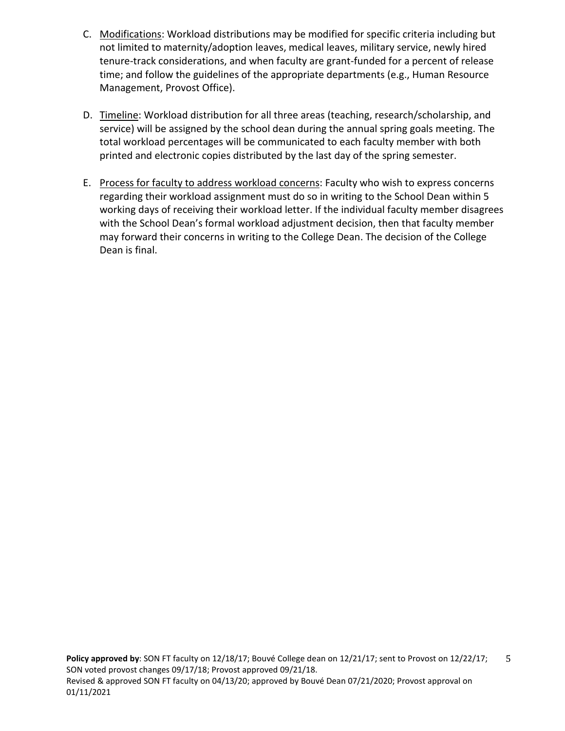C. Modifications: Workload distributions may be modified for specific criteria including but not limited to maternity/adoption leaves, medical leaves, military service, newly hired tenure-track considerations, and when faculty are grant-funded for a percent of release time; and follow the guidelines of the appropriate departments (e.g., Human Resource Management, Provost Office).

D. Timeline: Workload distribution for all three areas (teaching, research/scholarship, and service) will be assigned by the school dean during the annual spring goals meeting. The total workload percentages will be communicated to each faculty member with both printed and electronic copies distributed by the last day of the spring semester.

E. Process for faculty to address workload concerns: Faculty who wish to express concerns regarding their workload assignment must do so in writing to the School Dean within 5 working days of receiving their workload letter. If the individual faculty member disagrees with the School Dean's formal workload adjustment decision, then that faculty member may forward their concerns in writing to the College Dean. The decision of the College Dean is final.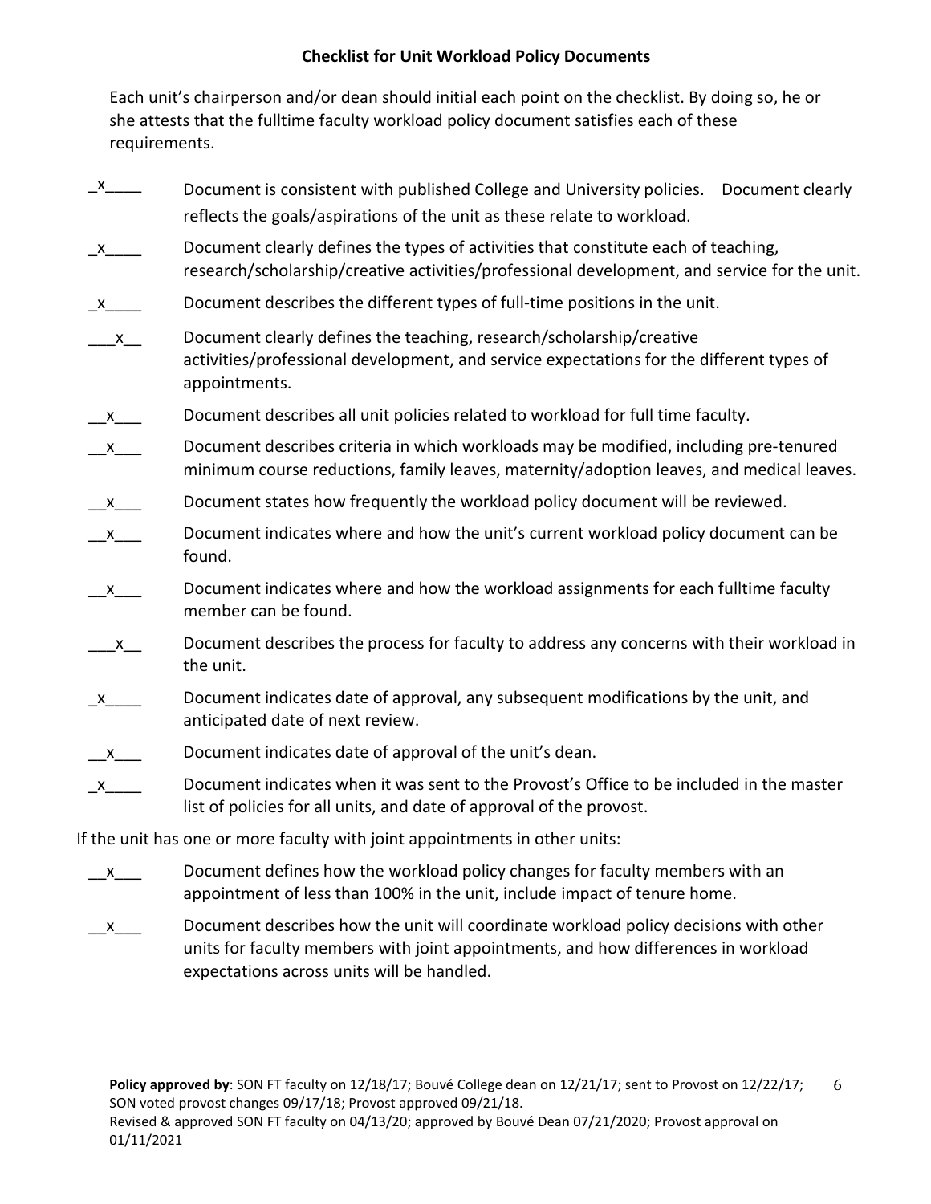## Checklist for Unit Workload Policy Documents

Each unit's chairperson and/or dean should initial each point on the checklist. By doing so, he or she attests that the fulltime faculty workload policy document satisfies each of these requirements.

- _x____ Document is consistent with published College and University policies. Document clearly reflects the goals/aspirations of the unit as these relate to workload.
- _x____ Document clearly defines the types of activities that constitute each of teaching, research/scholarship/creative activities/professional development, and service for the unit.
- _x____ Document describes the different types of full-time positions in the unit.
- ___x__ Document clearly defines the teaching, research/scholarship/creative activities/professional development, and service expectations for the different types of appointments.
- __x___ Document describes all unit policies related to workload for full time faculty.
- __x___ Document describes criteria in which workloads may be modified, including pre-tenured minimum course reductions, family leaves, maternity/adoption leaves, and medical leaves.
- __x___ Document states how frequently the workload policy document will be reviewed.
- __x___ Document indicates where and how the unit's current workload policy document can be found.
- __x___ Document indicates where and how the workload assignments for each fulltime faculty member can be found.
- ___x__ Document describes the process for faculty to address any concerns with their workload in the unit.
- _x____ Document indicates date of approval, any subsequent modifications by the unit, and anticipated date of next review.
- __x___ Document indicates date of approval of the unit's dean.
- _x____ Document indicates when it was sent to the Provost's Office to be included in the master list of policies for all units, and date of approval of the provost.

If the unit has one or more faculty with joint appointments in other units:

- __x___ Document defines how the workload policy changes for faculty members with an appointment of less than 100% in the unit, include impact of tenure home.
- __x___ Document describes how the unit will coordinate workload policy decisions with other units for faculty members with joint appointments, and how differences in workload expectations across units will be handled.

**Policy approved by**: SON FT faculty on 12/18/17; Bouvé College dean on 12/21/17; sent to Provost on 12/22/17; SON voted provost changes 09/17/18; Provost approved 09/21/18.
Revised & approved SON FT faculty on 04/13/20; approved by Bouvé Dean 07/21/2020; Provost approval on 01/11/2021